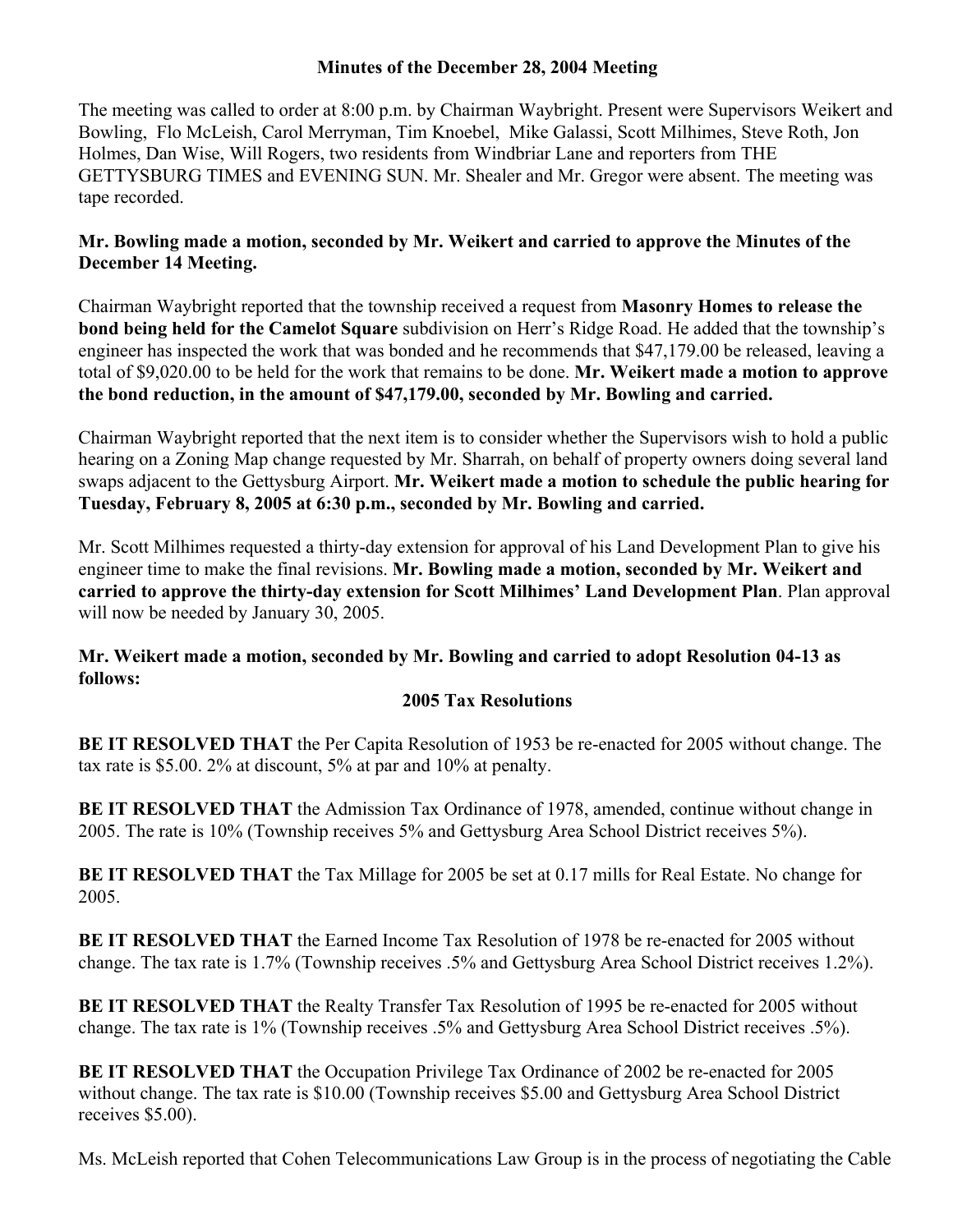# Minutes of the December 28, 2004 Meeting

The meeting was called to order at 8:00 p.m. by Chairman Waybright. Present were Supervisors Weikert and Bowling, Flo McLeish, Carol Merryman, Tim Knoebel, Mike Galassi, Scott Milhimes, Steve Roth, Jon Holmes, Dan Wise, Will Rogers, two residents from Windbriar Lane and reporters from THE GETTYSBURG TIMES and EVENING SUN. Mr. Shealer and Mr. Gregor were absent. The meeting was tape recorded.

**Mr. Bowling made a motion, seconded by Mr. Weikert and carried to approve the Minutes of the December 14 Meeting.**

Chairman Waybright reported that the township received a request from **Masonry Homes to release the bond being held for the Camelot Square** subdivision on Herr's Ridge Road. He added that the township's engineer has inspected the work that was bonded and he recommends that $47,179.00 be released, leaving a total of $9,020.00 to be held for the work that remains to be done. **Mr. Weikert made a motion to approve the bond reduction, in the amount of $47,179.00, seconded by Mr. Bowling and carried.**

Chairman Waybright reported that the next item is to consider whether the Supervisors wish to hold a public hearing on a Zoning Map change requested by Mr. Sharrah, on behalf of property owners doing several land swaps adjacent to the Gettysburg Airport. **Mr. Weikert made a motion to schedule the public hearing for Tuesday, February 8, 2005 at 6:30 p.m., seconded by Mr. Bowling and carried.**

Mr. Scott Milhimes requested a thirty-day extension for approval of his Land Development Plan to give his engineer time to make the final revisions. **Mr. Bowling made a motion, seconded by Mr. Weikert and carried to approve the thirty-day extension for Scott Milhimes' Land Development Plan**. Plan approval will now be needed by January 30, 2005.

**Mr. Weikert made a motion, seconded by Mr. Bowling and carried to adopt Resolution 04-13 as follows:**

**2005 Tax Resolutions**

**BE IT RESOLVED THAT** the Per Capita Resolution of 1953 be re-enacted for 2005 without change. The tax rate is $5.00. 2% at discount, 5% at par and 10% at penalty.

**BE IT RESOLVED THAT** the Admission Tax Ordinance of 1978, amended, continue without change in 2005. The rate is 10% (Township receives 5% and Gettysburg Area School District receives 5%).

**BE IT RESOLVED THAT** the Tax Millage for 2005 be set at 0.17 mills for Real Estate. No change for 2005.

**BE IT RESOLVED THAT** the Earned Income Tax Resolution of 1978 be re-enacted for 2005 without change. The tax rate is 1.7% (Township receives .5% and Gettysburg Area School District receives 1.2%).

**BE IT RESOLVED THAT** the Realty Transfer Tax Resolution of 1995 be re-enacted for 2005 without change. The tax rate is 1% (Township receives .5% and Gettysburg Area School District receives .5%).

**BE IT RESOLVED THAT** the Occupation Privilege Tax Ordinance of 2002 be re-enacted for 2005 without change. The tax rate is $10.00 (Township receives $5.00 and Gettysburg Area School District receives $5.00).

Ms. McLeish reported that Cohen Telecommunications Law Group is in the process of negotiating the Cable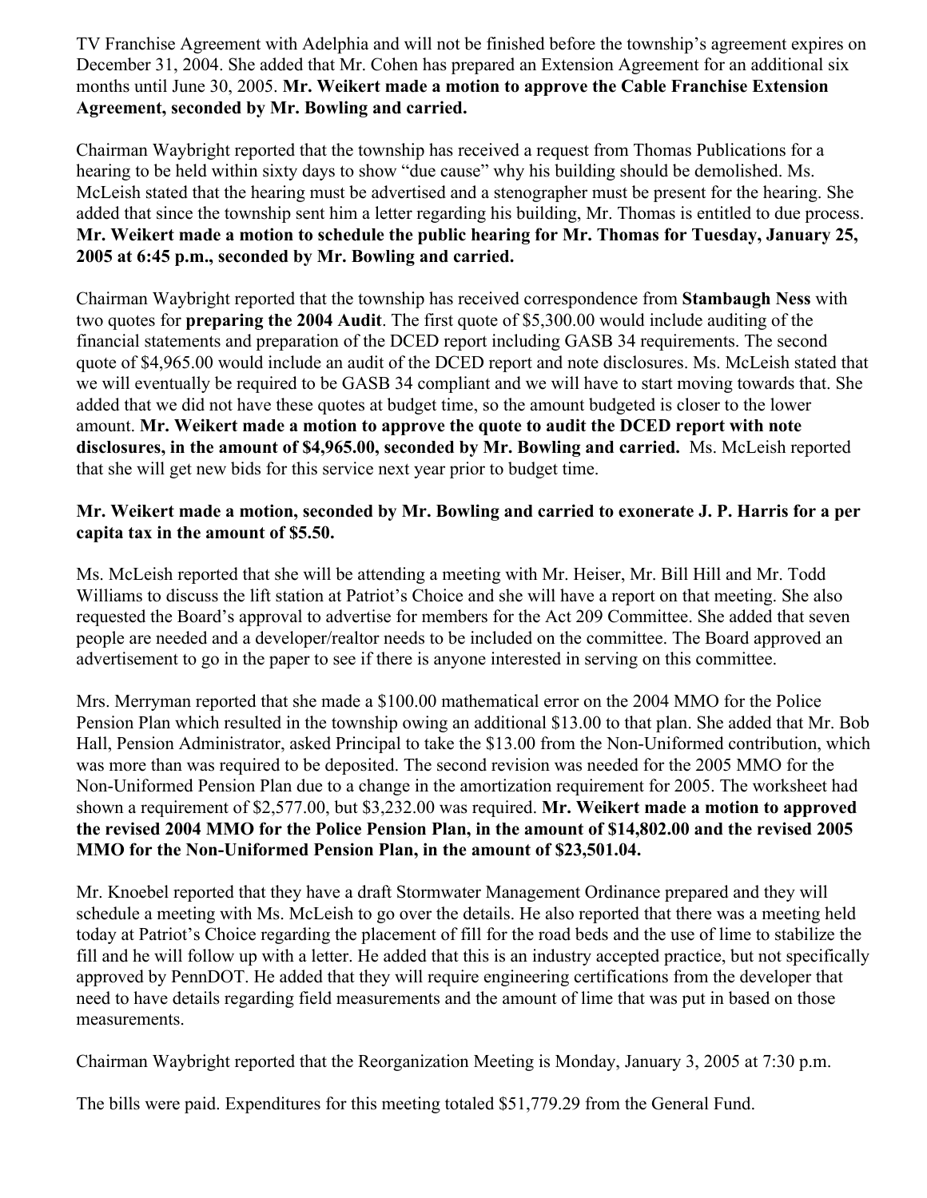TV Franchise Agreement with Adelphia and will not be finished before the township's agreement expires on December 31, 2004. She added that Mr. Cohen has prepared an Extension Agreement for an additional six months until June 30, 2005. **Mr. Weikert made a motion to approve the Cable Franchise Extension Agreement, seconded by Mr. Bowling and carried.**

Chairman Waybright reported that the township has received a request from Thomas Publications for a hearing to be held within sixty days to show "due cause" why his building should be demolished. Ms. McLeish stated that the hearing must be advertised and a stenographer must be present for the hearing. She added that since the township sent him a letter regarding his building, Mr. Thomas is entitled to due process. **Mr. Weikert made a motion to schedule the public hearing for Mr. Thomas for Tuesday, January 25, 2005 at 6:45 p.m., seconded by Mr. Bowling and carried.**

Chairman Waybright reported that the township has received correspondence from **Stambaugh Ness** with two quotes for **preparing the 2004 Audit**. The first quote of $5,300.00 would include auditing of the financial statements and preparation of the DCED report including GASB 34 requirements. The second quote of $4,965.00 would include an audit of the DCED report and note disclosures. Ms. McLeish stated that we will eventually be required to be GASB 34 compliant and we will have to start moving towards that. She added that we did not have these quotes at budget time, so the amount budgeted is closer to the lower amount. **Mr. Weikert made a motion to approve the quote to audit the DCED report with note disclosures, in the amount of $4,965.00, seconded by Mr. Bowling and carried.** Ms. McLeish reported that she will get new bids for this service next year prior to budget time.

**Mr. Weikert made a motion, seconded by Mr. Bowling and carried to exonerate J. P. Harris for a per capita tax in the amount of $5.50.**

Ms. McLeish reported that she will be attending a meeting with Mr. Heiser, Mr. Bill Hill and Mr. Todd Williams to discuss the lift station at Patriot's Choice and she will have a report on that meeting. She also requested the Board's approval to advertise for members for the Act 209 Committee. She added that seven people are needed and a developer/realtor needs to be included on the committee. The Board approved an advertisement to go in the paper to see if there is anyone interested in serving on this committee.

Mrs. Merryman reported that she made a $100.00 mathematical error on the 2004 MMO for the Police Pension Plan which resulted in the township owing an additional $13.00 to that plan. She added that Mr. Bob Hall, Pension Administrator, asked Principal to take the $13.00 from the Non-Uniformed contribution, which was more than was required to be deposited. The second revision was needed for the 2005 MMO for the Non-Uniformed Pension Plan due to a change in the amortization requirement for 2005. The worksheet had shown a requirement of $2,577.00, but $3,232.00 was required. **Mr. Weikert made a motion to approved the revised 2004 MMO for the Police Pension Plan, in the amount of $14,802.00 and the revised 2005 MMO for the Non-Uniformed Pension Plan, in the amount of $23,501.04.**

Mr. Knoebel reported that they have a draft Stormwater Management Ordinance prepared and they will schedule a meeting with Ms. McLeish to go over the details. He also reported that there was a meeting held today at Patriot's Choice regarding the placement of fill for the road beds and the use of lime to stabilize the fill and he will follow up with a letter. He added that this is an industry accepted practice, but not specifically approved by PennDOT. He added that they will require engineering certifications from the developer that need to have details regarding field measurements and the amount of lime that was put in based on those measurements.

Chairman Waybright reported that the Reorganization Meeting is Monday, January 3, 2005 at 7:30 p.m.

The bills were paid. Expenditures for this meeting totaled $51,779.29 from the General Fund.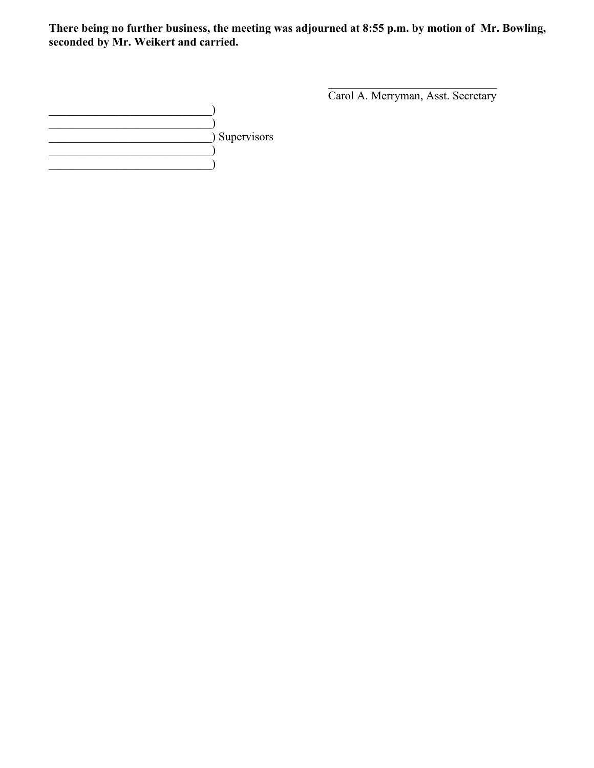**There being no further business, the meeting was adjourned at 8:55 p.m. by motion of Mr. Bowling, seconded by Mr. Weikert and carried.**

_____________________________
Carol A. Merryman, Asst. Secretary

_____________________________)
_____________________________)
_____________________________) Supervisors
_____________________________)
_____________________________)